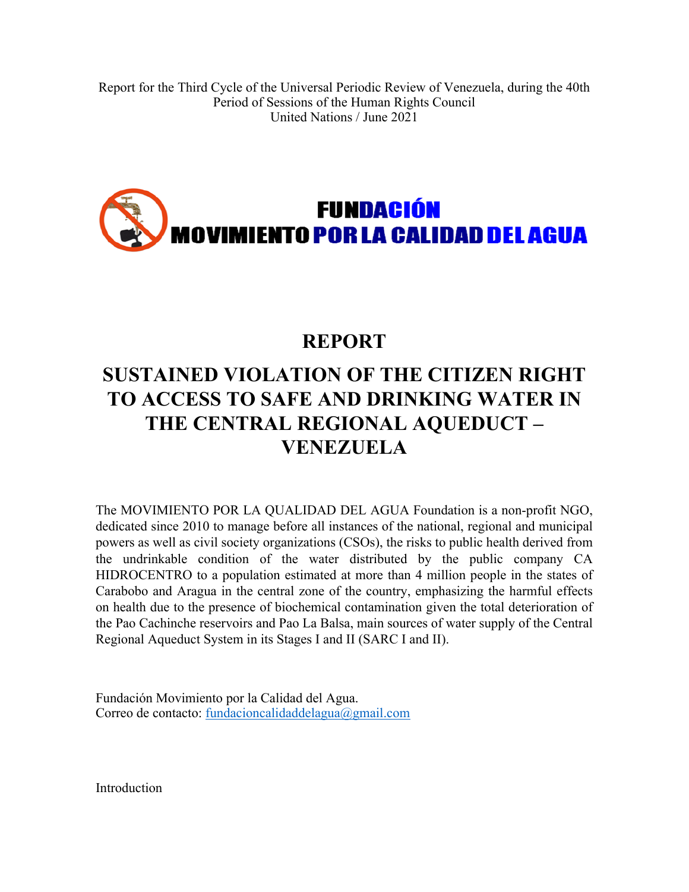Report for the Third Cycle of the Universal Periodic Review of Venezuela, during the 40th Period of Sessions of the Human Rights Council
United Nations / June 2021

**FUNDACIÓN MOVIMIENTO POR LA CALIDAD DEL AGUA**

# REPORT

# SUSTAINED VIOLATION OF THE CITIZEN RIGHT TO ACCESS TO SAFE AND DRINKING WATER IN THE CENTRAL REGIONAL AQUEDUCT – VENEZUELA

The MOVIMIENTO POR LA QUALIDAD DEL AGUA Foundation is a non-profit NGO, dedicated since 2010 to manage before all instances of the national, regional and municipal powers as well as civil society organizations (CSOs), the risks to public health derived from the undrinkable condition of the water distributed by the public company CA HIDROCENTRO to a population estimated at more than 4 million people in the states of Carabobo and Aragua in the central zone of the country, emphasizing the harmful effects on health due to the presence of biochemical contamination given the total deterioration of the Pao Cachinche reservoirs and Pao La Balsa, main sources of water supply of the Central Regional Aqueduct System in its Stages I and II (SARC I and II).

Fundación Movimiento por la Calidad del Agua.
Correo de contacto: fundacioncalidaddelagua@gmail.com

Introduction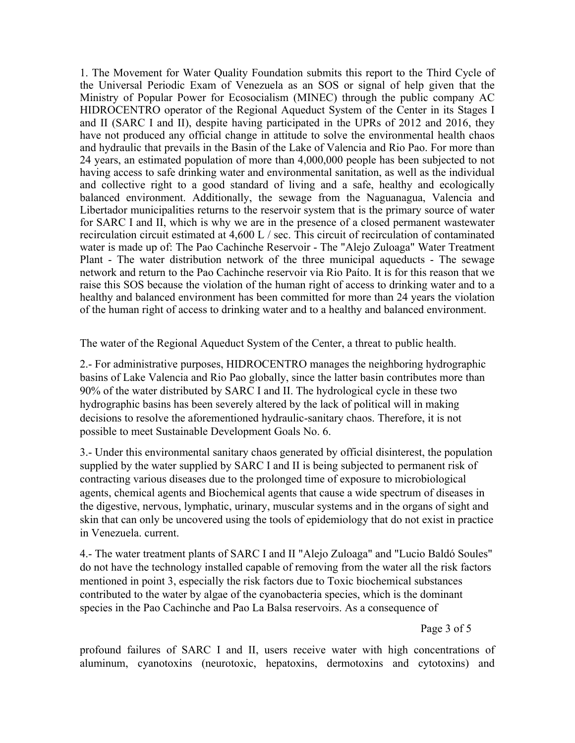1. The Movement for Water Quality Foundation submits this report to the Third Cycle of the Universal Periodic Exam of Venezuela as an SOS or signal of help given that the Ministry of Popular Power for Ecosocialism (MINEC) through the public company AC HIDROCENTRO operator of the Regional Aqueduct System of the Center in its Stages I and II (SARC I and II), despite having participated in the UPRs of 2012 and 2016, they have not produced any official change in attitude to solve the environmental health chaos and hydraulic that prevails in the Basin of the Lake of Valencia and Rio Pao. For more than 24 years, an estimated population of more than 4,000,000 people has been subjected to not having access to safe drinking water and environmental sanitation, as well as the individual and collective right to a good standard of living and a safe, healthy and ecologically balanced environment. Additionally, the sewage from the Naguanagua, Valencia and Libertador municipalities returns to the reservoir system that is the primary source of water for SARC I and II, which is why we are in the presence of a closed permanent wastewater recirculation circuit estimated at 4,600 L / sec. This circuit of recirculation of contaminated water is made up of: The Pao Cachinche Reservoir - The "Alejo Zuloaga" Water Treatment Plant - The water distribution network of the three municipal aqueducts - The sewage network and return to the Pao Cachinche reservoir via Rio Paíto. It is for this reason that we raise this SOS because the violation of the human right of access to drinking water and to a healthy and balanced environment has been committed for more than 24 years the violation of the human right of access to drinking water and to a healthy and balanced environment.

The water of the Regional Aqueduct System of the Center, a threat to public health.

2.- For administrative purposes, HIDROCENTRO manages the neighboring hydrographic basins of Lake Valencia and Rio Pao globally, since the latter basin contributes more than 90% of the water distributed by SARC I and II. The hydrological cycle in these two hydrographic basins has been severely altered by the lack of political will in making decisions to resolve the aforementioned hydraulic-sanitary chaos. Therefore, it is not possible to meet Sustainable Development Goals No. 6.

3.- Under this environmental sanitary chaos generated by official disinterest, the population supplied by the water supplied by SARC I and II is being subjected to permanent risk of contracting various diseases due to the prolonged time of exposure to microbiological agents, chemical agents and Biochemical agents that cause a wide spectrum of diseases in the digestive, nervous, lymphatic, urinary, muscular systems and in the organs of sight and skin that can only be uncovered using the tools of epidemiology that do not exist in practice in Venezuela. current.

4.- The water treatment plants of SARC I and II "Alejo Zuloaga" and "Lucio Baldó Soules" do not have the technology installed capable of removing from the water all the risk factors mentioned in point 3, especially the risk factors due to Toxic biochemical substances contributed to the water by algae of the cyanobacteria species, which is the dominant species in the Pao Cachinche and Pao La Balsa reservoirs. As a consequence of profound failures of SARC I and II, users receive water with high concentrations of aluminum, cyanotoxins (neurotoxic, hepatoxins, dermotoxins and cytotoxins) and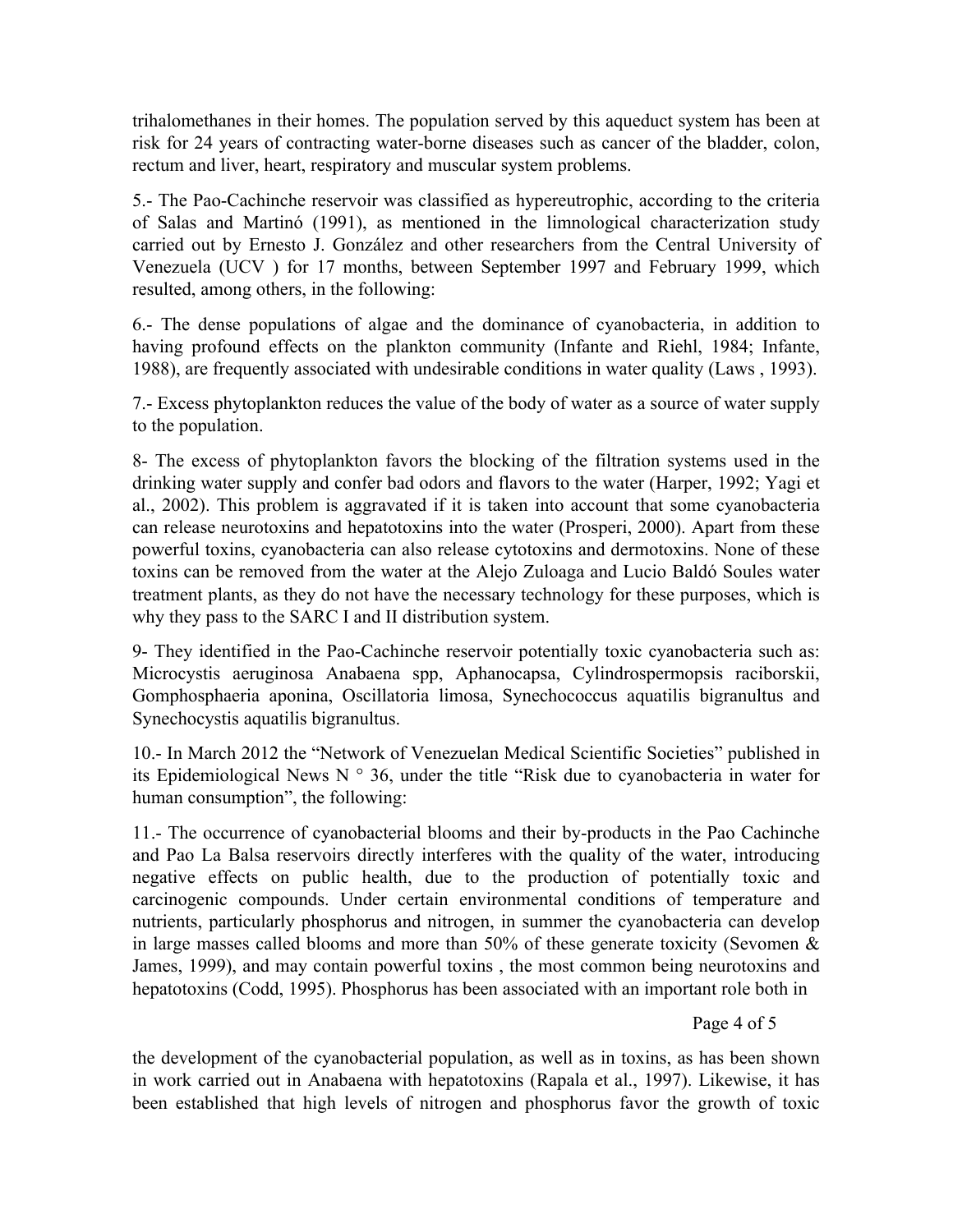trihalomethanes in their homes. The population served by this aqueduct system has been at risk for 24 years of contracting water-borne diseases such as cancer of the bladder, colon, rectum and liver, heart, respiratory and muscular system problems.

5.- The Pao-Cachinche reservoir was classified as hypereutrophic, according to the criteria of Salas and Martinó (1991), as mentioned in the limnological characterization study carried out by Ernesto J. González and other researchers from the Central University of Venezuela (UCV ) for 17 months, between September 1997 and February 1999, which resulted, among others, in the following:

6.- The dense populations of algae and the dominance of cyanobacteria, in addition to having profound effects on the plankton community (Infante and Riehl, 1984; Infante, 1988), are frequently associated with undesirable conditions in water quality (Laws , 1993).

7.- Excess phytoplankton reduces the value of the body of water as a source of water supply to the population.

8- The excess of phytoplankton favors the blocking of the filtration systems used in the drinking water supply and confer bad odors and flavors to the water (Harper, 1992; Yagi et al., 2002). This problem is aggravated if it is taken into account that some cyanobacteria can release neurotoxins and hepatotoxins into the water (Prosperi, 2000). Apart from these powerful toxins, cyanobacteria can also release cytotoxins and dermotoxins. None of these toxins can be removed from the water at the Alejo Zuloaga and Lucio Baldó Soules water treatment plants, as they do not have the necessary technology for these purposes, which is why they pass to the SARC I and II distribution system.

9- They identified in the Pao-Cachinche reservoir potentially toxic cyanobacteria such as: Microcystis aeruginosa Anabaena spp, Aphanocapsa, Cylindrospermopsis raciborskii, Gomphosphaeria aponina, Oscillatoria limosa, Synechococcus aquatilis bigranultus and Synechocystis aquatilis bigranultus.

10.- In March 2012 the "Network of Venezuelan Medical Scientific Societies" published in its Epidemiological News N ° 36, under the title "Risk due to cyanobacteria in water for human consumption", the following:

11.- The occurrence of cyanobacterial blooms and their by-products in the Pao Cachinche and Pao La Balsa reservoirs directly interferes with the quality of the water, introducing negative effects on public health, due to the production of potentially toxic and carcinogenic compounds. Under certain environmental conditions of temperature and nutrients, particularly phosphorus and nitrogen, in summer the cyanobacteria can develop in large masses called blooms and more than 50% of these generate toxicity (Sevomen & James, 1999), and may contain powerful toxins , the most common being neurotoxins and hepatotoxins (Codd, 1995). Phosphorus has been associated with an important role both in the development of the cyanobacterial population, as well as in toxins, as has been shown in work carried out in Anabaena with hepatotoxins (Rapala et al., 1997). Likewise, it has been established that high levels of nitrogen and phosphorus favor the growth of toxic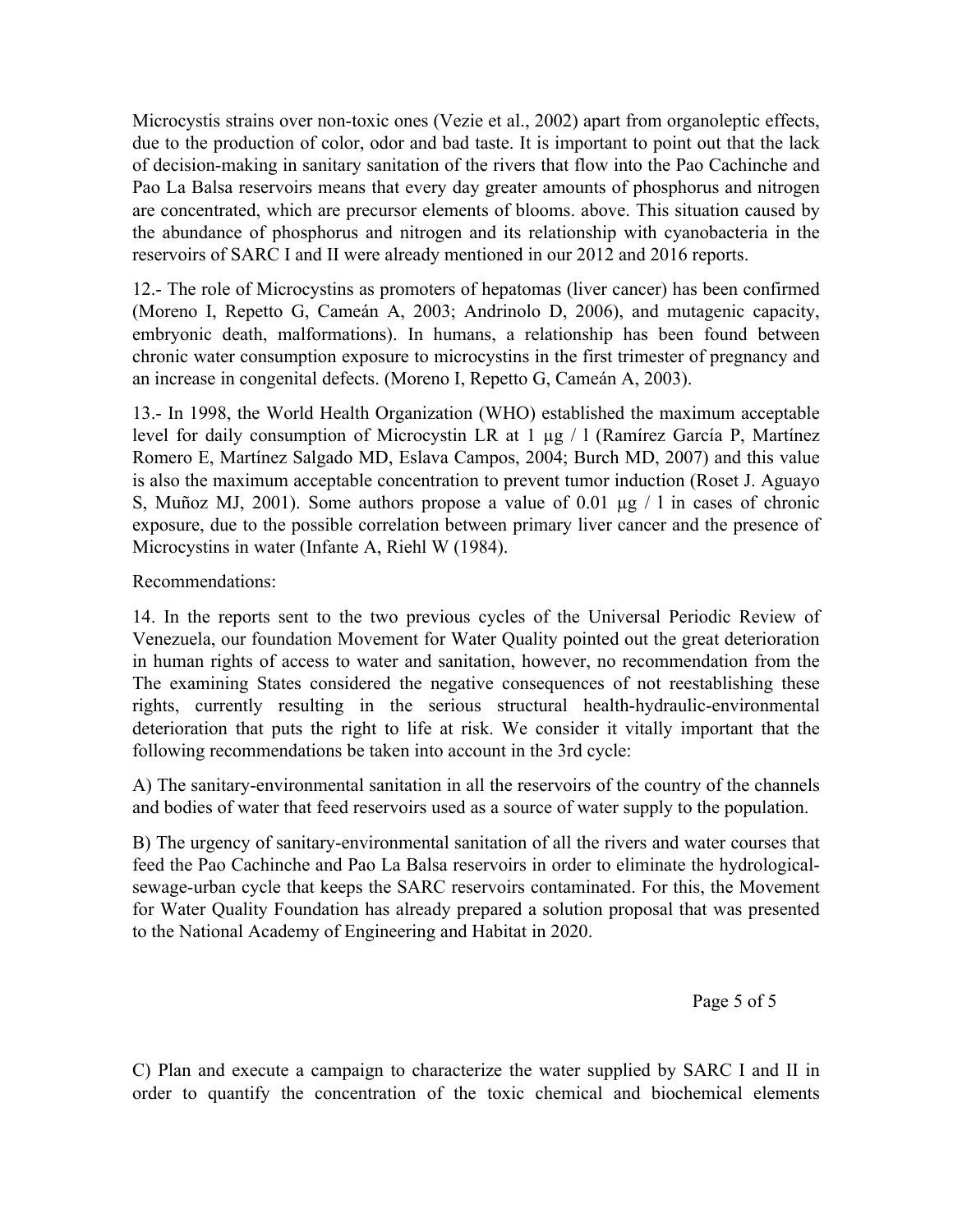Microcystis strains over non-toxic ones (Vezie et al., 2002) apart from organoleptic effects, due to the production of color, odor and bad taste. It is important to point out that the lack of decision-making in sanitary sanitation of the rivers that flow into the Pao Cachinche and Pao La Balsa reservoirs means that every day greater amounts of phosphorus and nitrogen are concentrated, which are precursor elements of blooms. above. This situation caused by the abundance of phosphorus and nitrogen and its relationship with cyanobacteria in the reservoirs of SARC I and II were already mentioned in our 2012 and 2016 reports.

12.- The role of Microcystins as promoters of hepatomas (liver cancer) has been confirmed (Moreno I, Repetto G, Cameán A, 2003; Andrinolo D, 2006), and mutagenic capacity, embryonic death, malformations). In humans, a relationship has been found between chronic water consumption exposure to microcystins in the first trimester of pregnancy and an increase in congenital defects. (Moreno I, Repetto G, Cameán A, 2003).

13.- In 1998, the World Health Organization (WHO) established the maximum acceptable level for daily consumption of Microcystin LR at 1 μg / l (Ramírez García P, Martínez Romero E, Martínez Salgado MD, Eslava Campos, 2004; Burch MD, 2007) and this value is also the maximum acceptable concentration to prevent tumor induction (Roset J. Aguayo S, Muñoz MJ, 2001). Some authors propose a value of 0.01 μg / l in cases of chronic exposure, due to the possible correlation between primary liver cancer and the presence of Microcystins in water (Infante A, Riehl W (1984).

Recommendations:

14. In the reports sent to the two previous cycles of the Universal Periodic Review of Venezuela, our foundation Movement for Water Quality pointed out the great deterioration in human rights of access to water and sanitation, however, no recommendation from the The examining States considered the negative consequences of not reestablishing these rights, currently resulting in the serious structural health-hydraulic-environmental deterioration that puts the right to life at risk. We consider it vitally important that the following recommendations be taken into account in the 3rd cycle:

A) The sanitary-environmental sanitation in all the reservoirs of the country of the channels and bodies of water that feed reservoirs used as a source of water supply to the population.

B) The urgency of sanitary-environmental sanitation of all the rivers and water courses that feed the Pao Cachinche and Pao La Balsa reservoirs in order to eliminate the hydrological-sewage-urban cycle that keeps the SARC reservoirs contaminated. For this, the Movement for Water Quality Foundation has already prepared a solution proposal that was presented to the National Academy of Engineering and Habitat in 2020.

C) Plan and execute a campaign to characterize the water supplied by SARC I and II in order to quantify the concentration of the toxic chemical and biochemical elements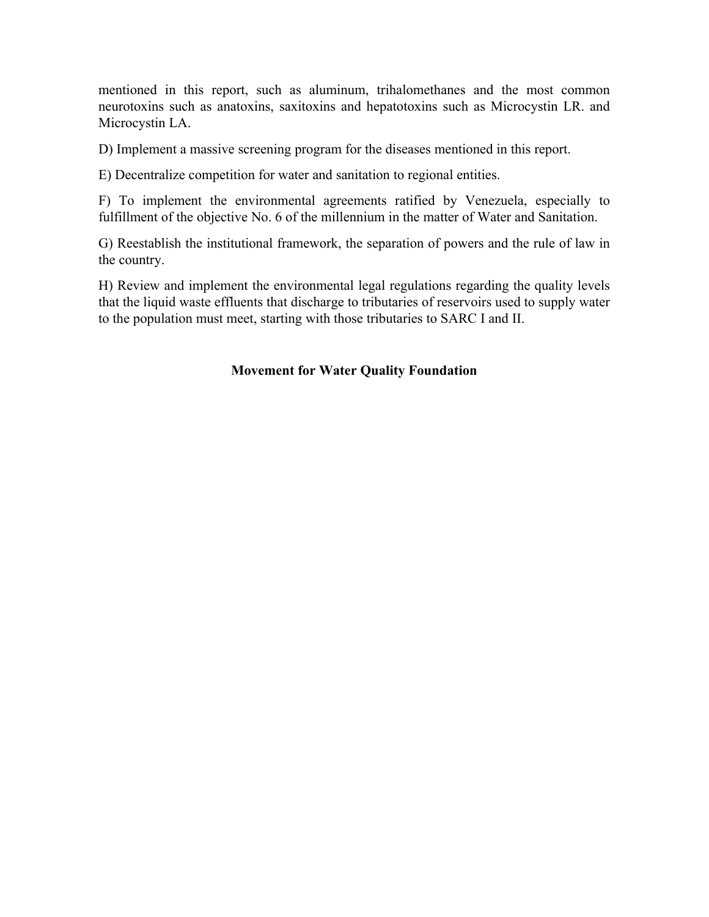mentioned in this report, such as aluminum, trihalomethanes and the most common neurotoxins such as anatoxins, saxitoxins and hepatotoxins such as Microcystin LR. and Microcystin LA.

D) Implement a massive screening program for the diseases mentioned in this report.

E) Decentralize competition for water and sanitation to regional entities.

F) To implement the environmental agreements ratified by Venezuela, especially to fulfillment of the objective No. 6 of the millennium in the matter of Water and Sanitation.

G) Reestablish the institutional framework, the separation of powers and the rule of law in the country.

H) Review and implement the environmental legal regulations regarding the quality levels that the liquid waste effluents that discharge to tributaries of reservoirs used to supply water to the population must meet, starting with those tributaries to SARC I and II.

**Movement for Water Quality Foundation**